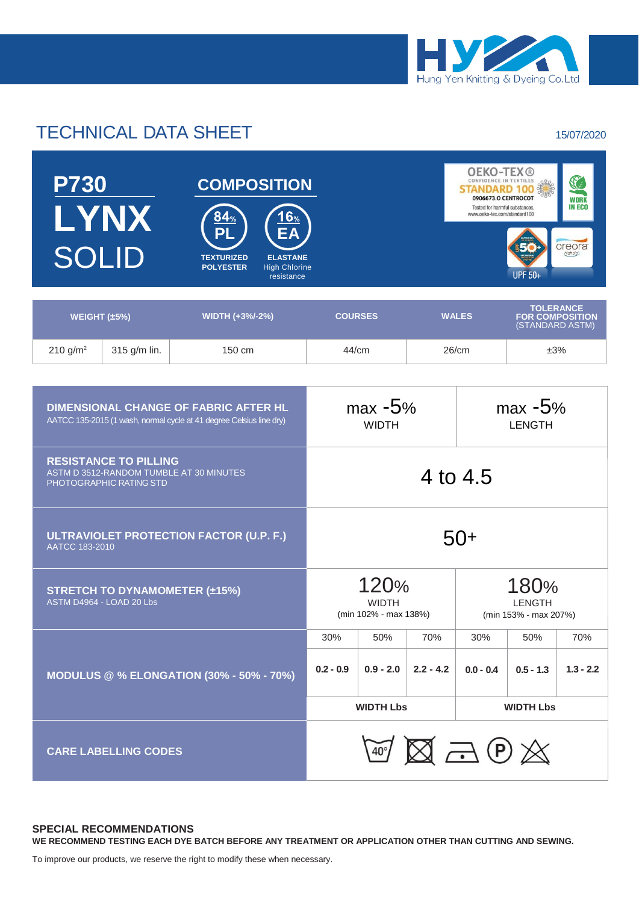Hung Yen Knitting & Dyeing Co.Ltd

# TECHNICAL DATA SHEET

15/07/2020

## P730 LYNX SOLID

### COMPOSITION

- 84% PL — TEXTURIZED POLYESTER
- 16% EA — ELASTANE High Chlorine resistance

OEKO-TEX® CONFIDENCE IN TEXTILES STANDARD 100 0906673.0 CENTROCOT Tested for harmful substances. www.oeko-tex.com/standard100

WORK IN ECO

UPF 50+

creora highclo

| WEIGHT (±5%) | | WIDTH (+3%/-2%) | COURSES | WALES | TOLERANCE FOR COMPOSITION (STANDARD ASTM) |
|---|---|---|---|---|---|
| 210 g/m² | 315 g/m lin. | 150 cm | 44/cm | 26/cm | ±3% |

| | | | | | | |
|---|---|---|---|---|---|---|
| **DIMENSIONAL CHANGE OF FABRIC AFTER HL** AATCC 135-2015 (1 wash, normal cycle at 41 degree Celsius line dry) | max -5% WIDTH | | | max -5% LENGTH | | |
| **RESISTANCE TO PILLING** ASTM D 3512-RANDOM TUMBLE AT 30 MINUTES PHOTOGRAPHIC RATING STD | 4 to 4.5 | | | | | |
| **ULTRAVIOLET PROTECTION FACTOR (U.P. F.)** AATCC 183-2010 | 50+ | | | | | |
| **STRETCH TO DYNAMOMETER (±15%)** ASTM D4964 - LOAD 20 Lbs | 120% WIDTH (min 102% - max 138%) | | | 180% LENGTH (min 153% - max 207%) | | |
| **MODULUS @ % ELONGATION (30% - 50% - 70%)** | 30% | 50% | 70% | 30% | 50% | 70% |
| | 0.2 - 0.9 | 0.9 - 2.0 | 2.2 - 4.2 | 0.0 - 0.4 | 0.5 - 1.3 | 1.3 - 2.2 |
| | WIDTH Lbs | | | WIDTH Lbs | | |
| **CARE LABELLING CODES** | 40° | | | | | |

### SPECIAL RECOMMENDATIONS

**WE RECOMMEND TESTING EACH DYE BATCH BEFORE ANY TREATMENT OR APPLICATION OTHER THAN CUTTING AND SEWING.**

To improve our products, we reserve the right to modify these when necessary.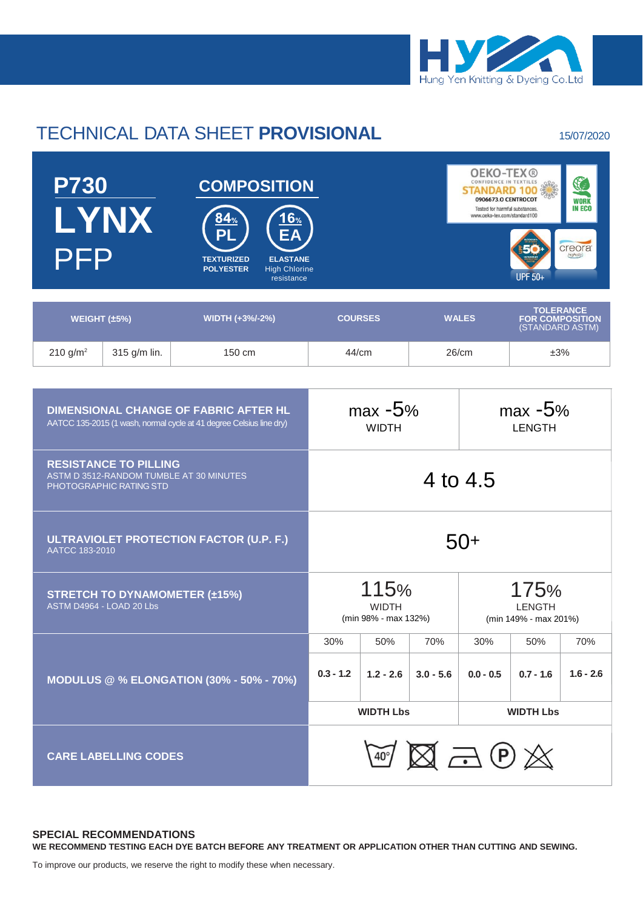Hung Yen Knitting & Dyeing Co.Ltd

# TECHNICAL DATA SHEET **PROVISIONAL**

15/07/2020

## P730
# LYNX
PFP

## COMPOSITION

- **84%** PL — TEXTURIZED POLYESTER
- **16%** EA — ELASTANE High Chlorine resistance

OEKO-TEX® CONFIDENCE IN TEXTILES STANDARD 100 0906673.0 CENTROCOT Tested for harmful substances. www.oeko-tex.com/standard100

WORK IN ECO

UPF 50+

creora

| WEIGHT (±5%) | | WIDTH (+3%/-2%) | COURSES | WALES | TOLERANCE FOR COMPOSITION (STANDARD ASTM) |
|---|---|---|---|---|---|
| 210 g/m² | 315 g/m lin. | 150 cm | 44/cm | 26/cm | ±3% |

| | | | | | | |
|---|---|---|---|---|---|---|
| **DIMENSIONAL CHANGE OF FABRIC AFTER HL** AATCC 135-2015 (1 wash, normal cycle at 41 degree Celsius line dry) | max -5% WIDTH | | | max -5% LENGTH | | |
| **RESISTANCE TO PILLING** ASTM D 3512-RANDOM TUMBLE AT 30 MINUTES PHOTOGRAPHIC RATING STD | 4 to 4.5 | | | | | |
| **ULTRAVIOLET PROTECTION FACTOR (U.P. F.)** AATCC 183-2010 | 50+ | | | | | |
| **STRETCH TO DYNAMOMETER (±15%)** ASTM D4964 - LOAD 20 Lbs | 115% WIDTH (min 98% - max 132%) | | | 175% LENGTH (min 149% - max 201%) | | |
| **MODULUS @ % ELONGATION (30% - 50% - 70%)** | 30% | 50% | 70% | 30% | 50% | 70% |
| | 0.3 - 1.2 | 1.2 - 2.6 | 3.0 - 5.6 | 0.0 - 0.5 | 0.7 - 1.6 | 1.6 - 2.6 |
| | WIDTH Lbs | | | WIDTH Lbs | | |
| **CARE LABELLING CODES** | 40° | | | | | |

### SPECIAL RECOMMENDATIONS

**WE RECOMMEND TESTING EACH DYE BATCH BEFORE ANY TREATMENT OR APPLICATION OTHER THAN CUTTING AND SEWING.**

To improve our products, we reserve the right to modify these when necessary.